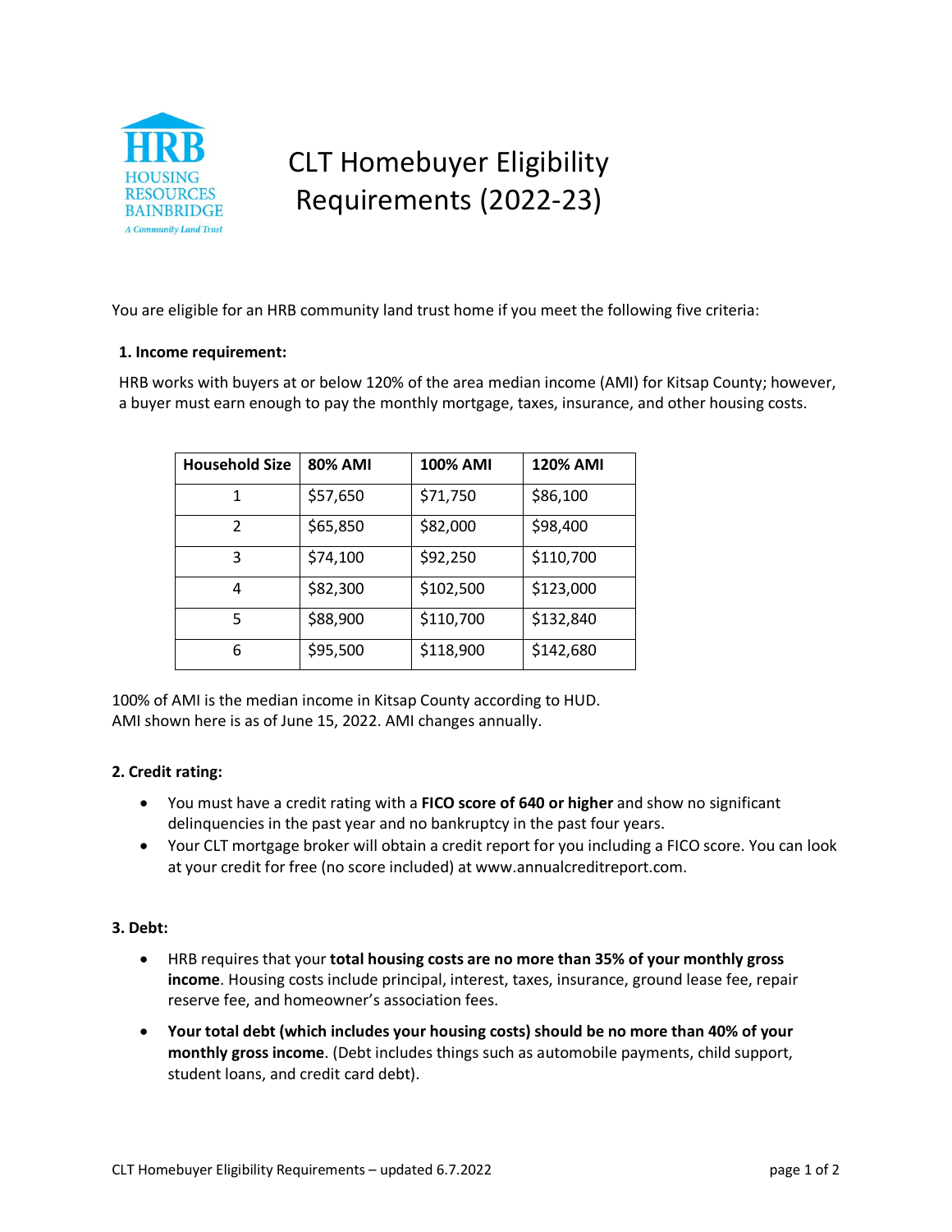HRB
HOUSING
RESOURCES
BAINBRIDGE
*A Community Land Trust*

# CLT Homebuyer Eligibility Requirements (2022-23)

You are eligible for an HRB community land trust home if you meet the following five criteria:

**1. Income requirement:**

HRB works with buyers at or below 120% of the area median income (AMI) for Kitsap County; however, a buyer must earn enough to pay the monthly mortgage, taxes, insurance, and other housing costs.

| Household Size | 80% AMI | 100% AMI | 120% AMI |
|---|---|---|---|
| 1 | $57,650 | $71,750 | $86,100 |
| 2 | $65,850 | $82,000 | $98,400 |
| 3 | $74,100 | $92,250 | $110,700 |
| 4 | $82,300 | $102,500 | $123,000 |
| 5 | $88,900 | $110,700 | $132,840 |
| 6 | $95,500 | $118,900 | $142,680 |

100% of AMI is the median income in Kitsap County according to HUD.
AMI shown here is as of June 15, 2022. AMI changes annually.

**2. Credit rating:**

- You must have a credit rating with a **FICO score of 640 or higher** and show no significant delinquencies in the past year and no bankruptcy in the past four years.
- Your CLT mortgage broker will obtain a credit report for you including a FICO score. You can look at your credit for free (no score included) at www.annualcreditreport.com.

**3. Debt:**

- HRB requires that your **total housing costs are no more than 35% of your monthly gross income**. Housing costs include principal, interest, taxes, insurance, ground lease fee, repair reserve fee, and homeowner's association fees.
- **Your total debt (which includes your housing costs) should be no more than 40% of your monthly gross income**. (Debt includes things such as automobile payments, child support, student loans, and credit card debt).

CLT Homebuyer Eligibility Requirements – updated 6.7.2022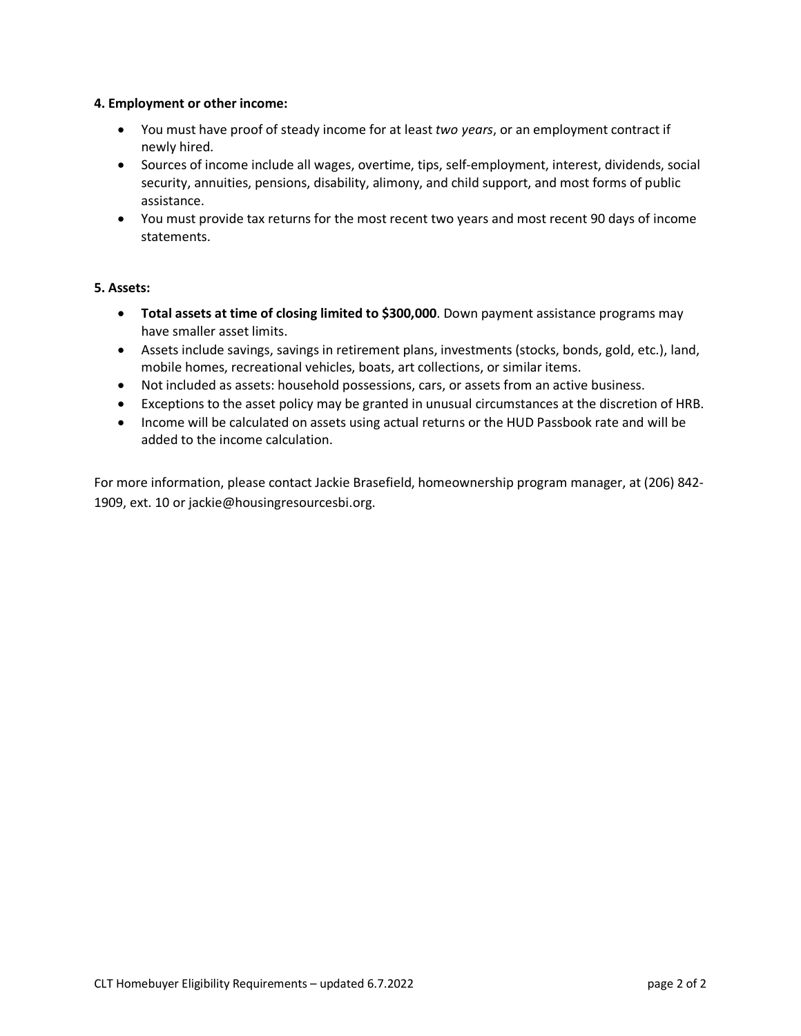**4. Employment or other income:**

- You must have proof of steady income for at least *two years*, or an employment contract if newly hired.
- Sources of income include all wages, overtime, tips, self-employment, interest, dividends, social security, annuities, pensions, disability, alimony, and child support, and most forms of public assistance.
- You must provide tax returns for the most recent two years and most recent 90 days of income statements.

**5. Assets:**

- **Total assets at time of closing limited to $300,000**. Down payment assistance programs may have smaller asset limits.
- Assets include savings, savings in retirement plans, investments (stocks, bonds, gold, etc.), land, mobile homes, recreational vehicles, boats, art collections, or similar items.
- Not included as assets: household possessions, cars, or assets from an active business.
- Exceptions to the asset policy may be granted in unusual circumstances at the discretion of HRB.
- Income will be calculated on assets using actual returns or the HUD Passbook rate and will be added to the income calculation.

For more information, please contact Jackie Brasefield, homeownership program manager, at (206) 842-1909, ext. 10 or jackie@housingresourcesbi.org.